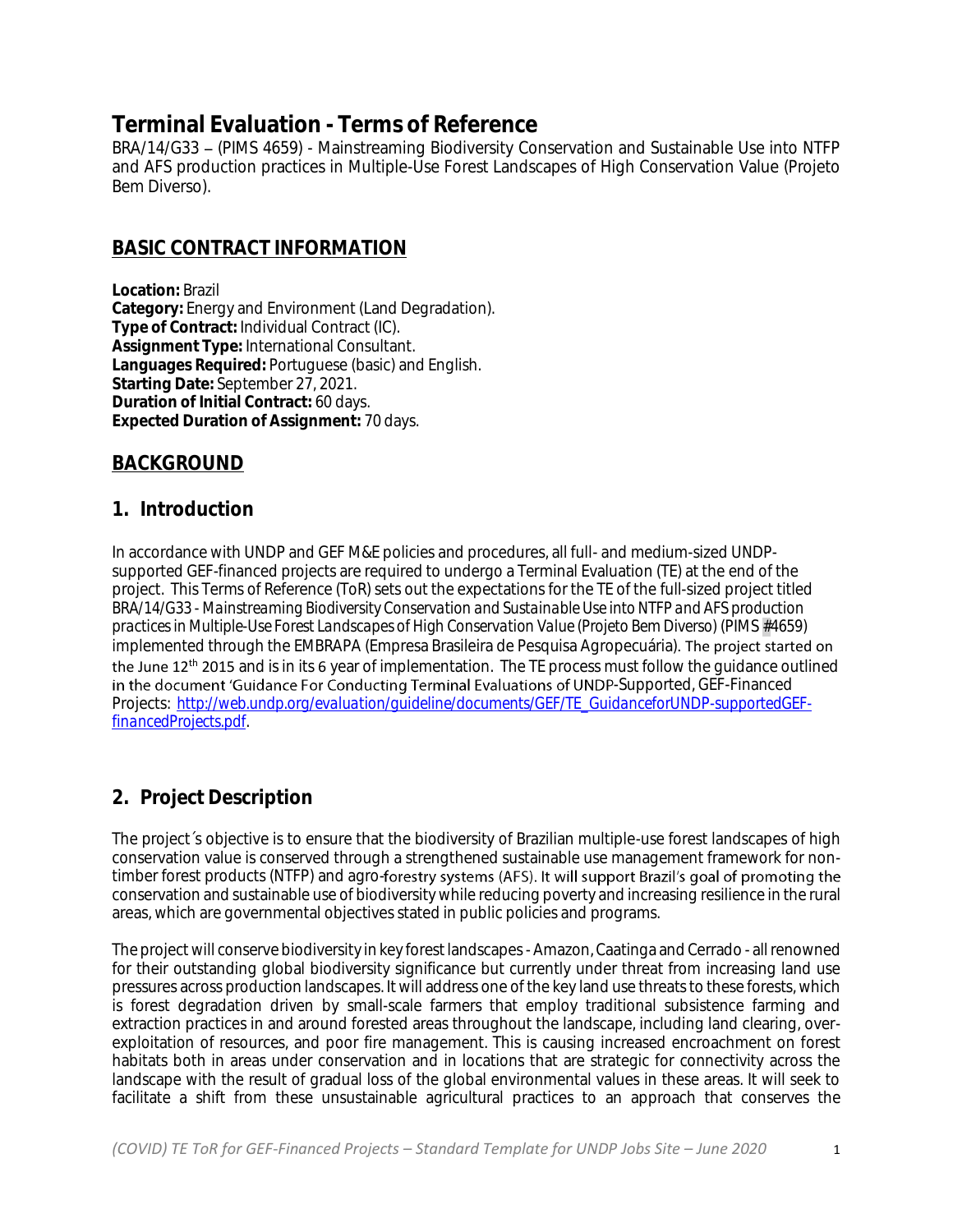# Terminal Evaluation - Terms of Reference

BRA/14/G33 – (PIMS 4659) - Mainstreaming Biodiversity Conservation and Sustainable Use into NTFP and AFS production practices in Multiple-Use Forest Landscapes of High Conservation Value (Projeto Bem Diverso).

## BASIC CONTRACT INFORMATION

**Location:** Brazil
**Category:** Energy and Environment (Land Degradation).
**Type of Contract:** Individual Contract (IC).
**Assignment Type:** International Consultant.
**Languages Required:** Portuguese (basic) and English.
**Starting Date:** September 27, 2021.
**Duration of Initial Contract:** 60 days.
**Expected Duration of Assignment:** 70 days.

## BACKGROUND

## 1. Introduction

In accordance with UNDP and GEF M&E policies and procedures, all full- and medium-sized UNDP-supported GEF-financed projects are required to undergo a Terminal Evaluation (TE) at the end of the project. This Terms of Reference (ToR) sets out the expectations for the TE of the full-sized project titled *BRA/14/G33 - Mainstreaming Biodiversity Conservation and Sustainable Use into NTFP and AFS production practices in Multiple-Use Forest Landscapes of High Conservation Value (Projeto Bem Diverso)* (PIMS #4659) implemented through the EMBRAPA (Empresa Brasileira de Pesquisa Agropecuária). The project started on the June 12th 2015 and is in its 6 year of implementation. The TE process must follow the guidance outlined in the document 'Guidance For Conducting Terminal Evaluations of UNDP-Supported, GEF-Financed Projects: [http://web.undp.org/evaluation/guideline/documents/GEF/TE_GuidanceforUNDP-supportedGEF-financedProjects.pdf](http://web.undp.org/evaluation/guideline/documents/GEF/TE_GuidanceforUNDP-supportedGEF-financedProjects.pdf).

## 2. Project Description

The project´s objective is to ensure that the biodiversity of Brazilian multiple-use forest landscapes of high conservation value is conserved through a strengthened sustainable use management framework for non-timber forest products (NTFP) and agro-forestry systems (AFS). It will support Brazil's goal of promoting the conservation and sustainable use of biodiversity while reducing poverty and increasing resilience in the rural areas, which are governmental objectives stated in public policies and programs.

The project will conserve biodiversity in key forest landscapes - Amazon, Caatinga and Cerrado - all renowned for their outstanding global biodiversity significance but currently under threat from increasing land use pressures across production landscapes. It will address one of the key land use threats to these forests, which is forest degradation driven by small-scale farmers that employ traditional subsistence farming and extraction practices in and around forested areas throughout the landscape, including land clearing, over-exploitation of resources, and poor fire management. This is causing increased encroachment on forest habitats both in areas under conservation and in locations that are strategic for connectivity across the landscape with the result of gradual loss of the global environmental values in these areas. It will seek to facilitate a shift from these unsustainable agricultural practices to an approach that conserves the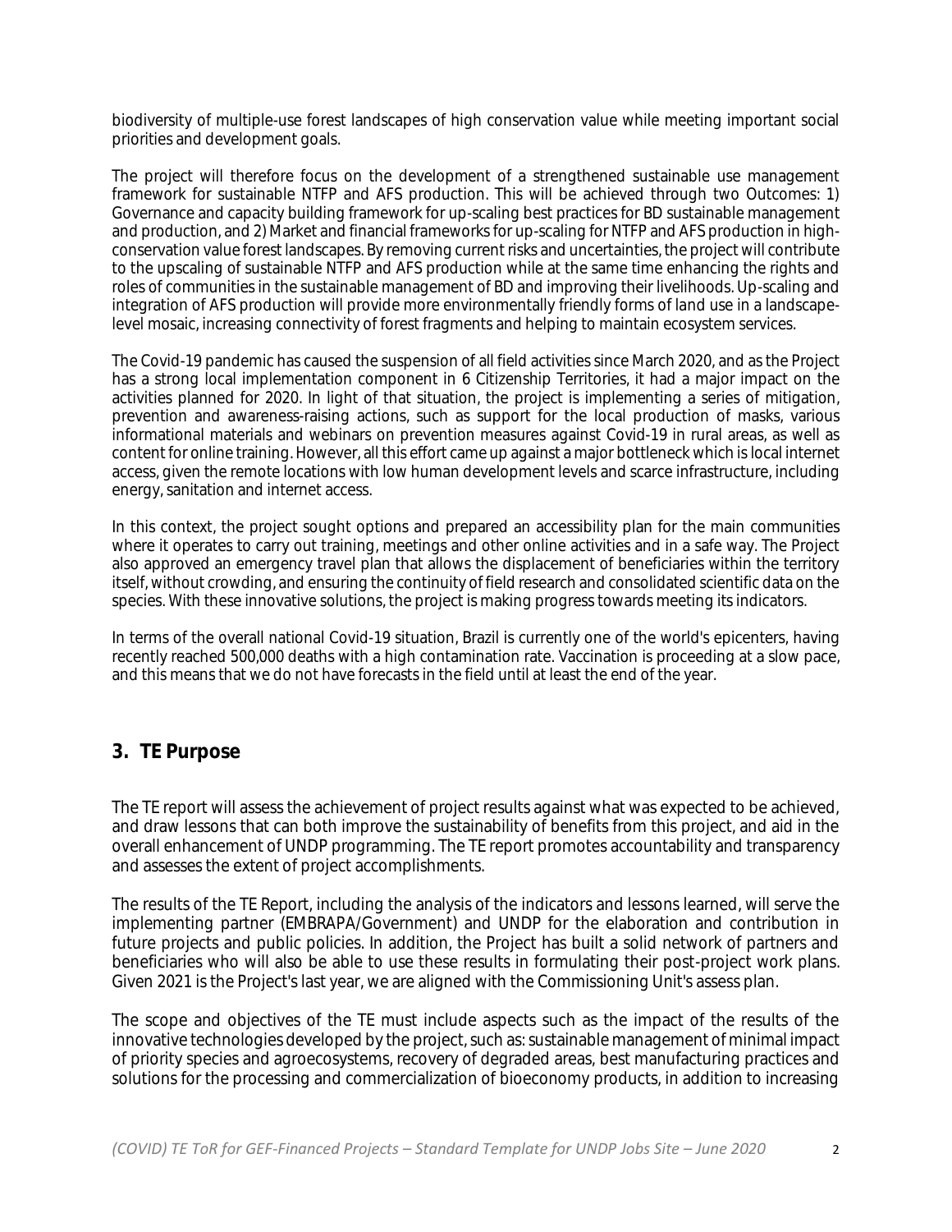biodiversity of multiple-use forest landscapes of high conservation value while meeting important social priorities and development goals.

The project will therefore focus on the development of a strengthened sustainable use management framework for sustainable NTFP and AFS production. This will be achieved through two Outcomes: 1) Governance and capacity building framework for up-scaling best practices for BD sustainable management and production, and 2) Market and financial frameworks for up-scaling for NTFP and AFS production in high-conservation value forest landscapes. By removing current risks and uncertainties, the project will contribute to the upscaling of sustainable NTFP and AFS production while at the same time enhancing the rights and roles of communities in the sustainable management of BD and improving their livelihoods. Up-scaling and integration of AFS production will provide more environmentally friendly forms of land use in a landscape-level mosaic, increasing connectivity of forest fragments and helping to maintain ecosystem services.

The Covid-19 pandemic has caused the suspension of all field activities since March 2020, and as the Project has a strong local implementation component in 6 Citizenship Territories, it had a major impact on the activities planned for 2020. In light of that situation, the project is implementing a series of mitigation, prevention and awareness-raising actions, such as support for the local production of masks, various informational materials and webinars on prevention measures against Covid-19 in rural areas, as well as content for online training. However, all this effort came up against a major bottleneck which is local internet access, given the remote locations with low human development levels and scarce infrastructure, including energy, sanitation and internet access.

In this context, the project sought options and prepared an accessibility plan for the main communities where it operates to carry out training, meetings and other online activities and in a safe way. The Project also approved an emergency travel plan that allows the displacement of beneficiaries within the territory itself, without crowding, and ensuring the continuity of field research and consolidated scientific data on the species. With these innovative solutions, the project is making progress towards meeting its indicators.

In terms of the overall national Covid-19 situation, Brazil is currently one of the world's epicenters, having recently reached 500,000 deaths with a high contamination rate. Vaccination is proceeding at a slow pace, and this means that we do not have forecasts in the field until at least the end of the year.

## 3. TE Purpose

The TE report will assess the achievement of project results against what was expected to be achieved, and draw lessons that can both improve the sustainability of benefits from this project, and aid in the overall enhancement of UNDP programming. The TE report promotes accountability and transparency and assesses the extent of project accomplishments.

The results of the TE Report, including the analysis of the indicators and lessons learned, will serve the implementing partner (EMBRAPA/Government) and UNDP for the elaboration and contribution in future projects and public policies. In addition, the Project has built a solid network of partners and beneficiaries who will also be able to use these results in formulating their post-project work plans. Given 2021 is the Project's last year, we are aligned with the Commissioning Unit's assess plan.

The scope and objectives of the TE must include aspects such as the impact of the results of the innovative technologies developed by the project, such as: sustainable management of minimal impact of priority species and agroecosystems, recovery of degraded areas, best manufacturing practices and solutions for the processing and commercialization of bioeconomy products, in addition to increasing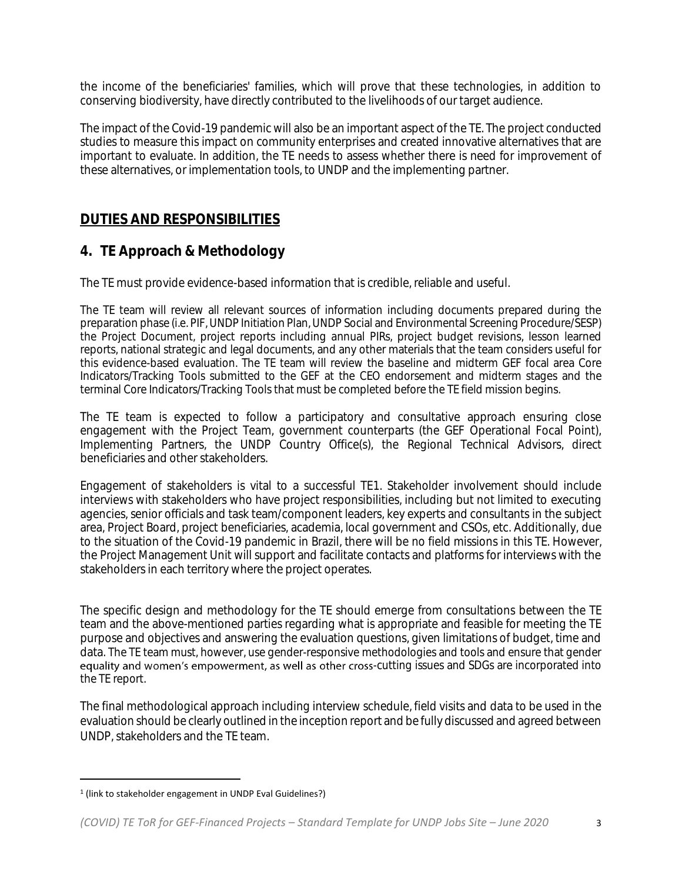the income of the beneficiaries' families, which will prove that these technologies, in addition to conserving biodiversity, have directly contributed to the livelihoods of our target audience.

The impact of the Covid-19 pandemic will also be an important aspect of the TE. The project conducted studies to measure this impact on community enterprises and created innovative alternatives that are important to evaluate. In addition, the TE needs to assess whether there is need for improvement of these alternatives, or implementation tools, to UNDP and the implementing partner.

## DUTIES AND RESPONSIBILITIES

## 4. TE Approach & Methodology

The TE must provide evidence-based information that is credible, reliable and useful.

The TE team will review all relevant sources of information including documents prepared during the preparation phase (i.e. PIF, UNDP Initiation Plan, UNDP Social and Environmental Screening Procedure/SESP) the Project Document, project reports including annual PIRs, project budget revisions, lesson learned reports, national strategic and legal documents, and any other materials that the team considers useful for this evidence-based evaluation. The TE team will review the baseline and midterm GEF focal area Core Indicators/Tracking Tools submitted to the GEF at the CEO endorsement and midterm stages and the terminal Core Indicators/Tracking Tools that must be completed before the TE field mission begins.

The TE team is expected to follow a participatory and consultative approach ensuring close engagement with the Project Team, government counterparts (the GEF Operational Focal Point), Implementing Partners, the UNDP Country Office(s), the Regional Technical Advisors, direct beneficiaries and other stakeholders.

Engagement of stakeholders is vital to a successful TE[1]. Stakeholder involvement should include interviews with stakeholders who have project responsibilities, including but not limited to executing agencies, senior officials and task team/component leaders, key experts and consultants in the subject area, Project Board, project beneficiaries, academia, local government and CSOs, etc. Additionally, due to the situation of the Covid-19 pandemic in Brazil, there will be no field missions in this TE. However, the Project Management Unit will support and facilitate contacts and platforms for interviews with the stakeholders in each territory where the project operates.

The specific design and methodology for the TE should emerge from consultations between the TE team and the above-mentioned parties regarding what is appropriate and feasible for meeting the TE purpose and objectives and answering the evaluation questions, given limitations of budget, time and data. The TE team must, however, use gender-responsive methodologies and tools and ensure that gender equality and women's empowerment, as well as other cross-cutting issues and SDGs are incorporated into the TE report.

The final methodological approach including interview schedule, field visits and data to be used in the evaluation should be clearly outlined in the inception report and be fully discussed and agreed between UNDP, stakeholders and the TE team.

---

[1] (link to stakeholder engagement in UNDP Eval Guidelines?)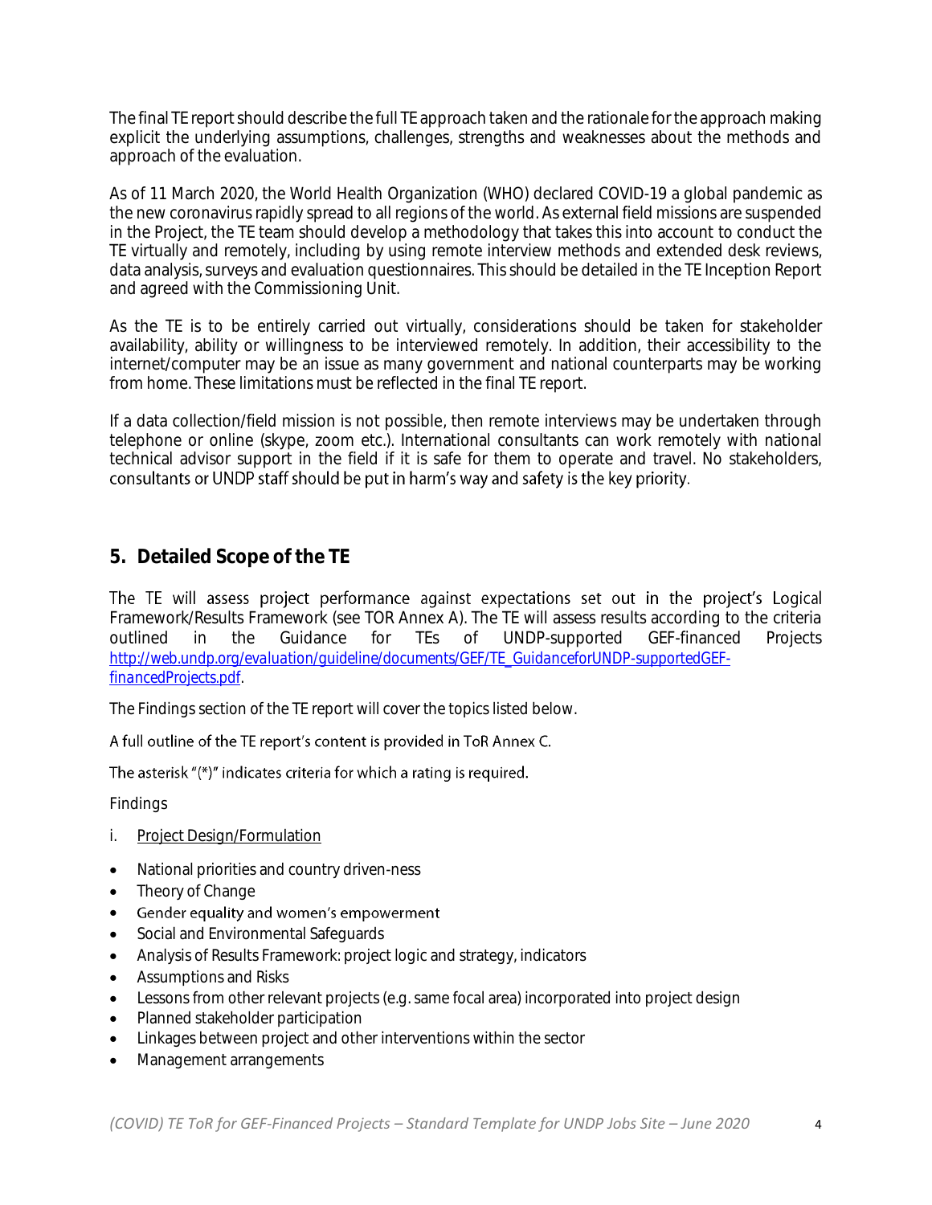The final TE report should describe the full TE approach taken and the rationale for the approach making explicit the underlying assumptions, challenges, strengths and weaknesses about the methods and approach of the evaluation.

As of 11 March 2020, the World Health Organization (WHO) declared COVID-19 a global pandemic as the new coronavirus rapidly spread to all regions of the world. As external field missions are suspended in the Project, the TE team should develop a methodology that takes this into account to conduct the TE virtually and remotely, including by using remote interview methods and extended desk reviews, data analysis, surveys and evaluation questionnaires. This should be detailed in the TE Inception Report and agreed with the Commissioning Unit.

As the TE is to be entirely carried out virtually, considerations should be taken for stakeholder availability, ability or willingness to be interviewed remotely. In addition, their accessibility to the internet/computer may be an issue as many government and national counterparts may be working from home. These limitations must be reflected in the final TE report.

If a data collection/field mission is not possible, then remote interviews may be undertaken through telephone or online (skype, zoom etc.). International consultants can work remotely with national technical advisor support in the field if it is safe for them to operate and travel. No stakeholders, consultants or UNDP staff should be put in harm's way and safety is the key priority.

## 5. Detailed Scope of the TE

The TE will assess project performance against expectations set out in the project's Logical Framework/Results Framework (see TOR Annex A). The TE will assess results according to the criteria outlined in the Guidance for TEs of UNDP-supported GEF-financed Projects [http://web.undp.org/evaluation/guideline/documents/GEF/TE_GuidanceforUNDP-supportedGEF-financedProjects.pdf](http://web.undp.org/evaluation/guideline/documents/GEF/TE_GuidanceforUNDP-supportedGEF-financedProjects.pdf).

The Findings section of the TE report will cover the topics listed below.

A full outline of the TE report's content is provided in ToR Annex C.

The asterisk "(*)" indicates criteria for which a rating is required.

Findings

i. Project Design/Formulation

- National priorities and country driven-ness
- Theory of Change
- Gender equality and women's empowerment
- Social and Environmental Safeguards
- Analysis of Results Framework: project logic and strategy, indicators
- Assumptions and Risks
- Lessons from other relevant projects (e.g. same focal area) incorporated into project design
- Planned stakeholder participation
- Linkages between project and other interventions within the sector
- Management arrangements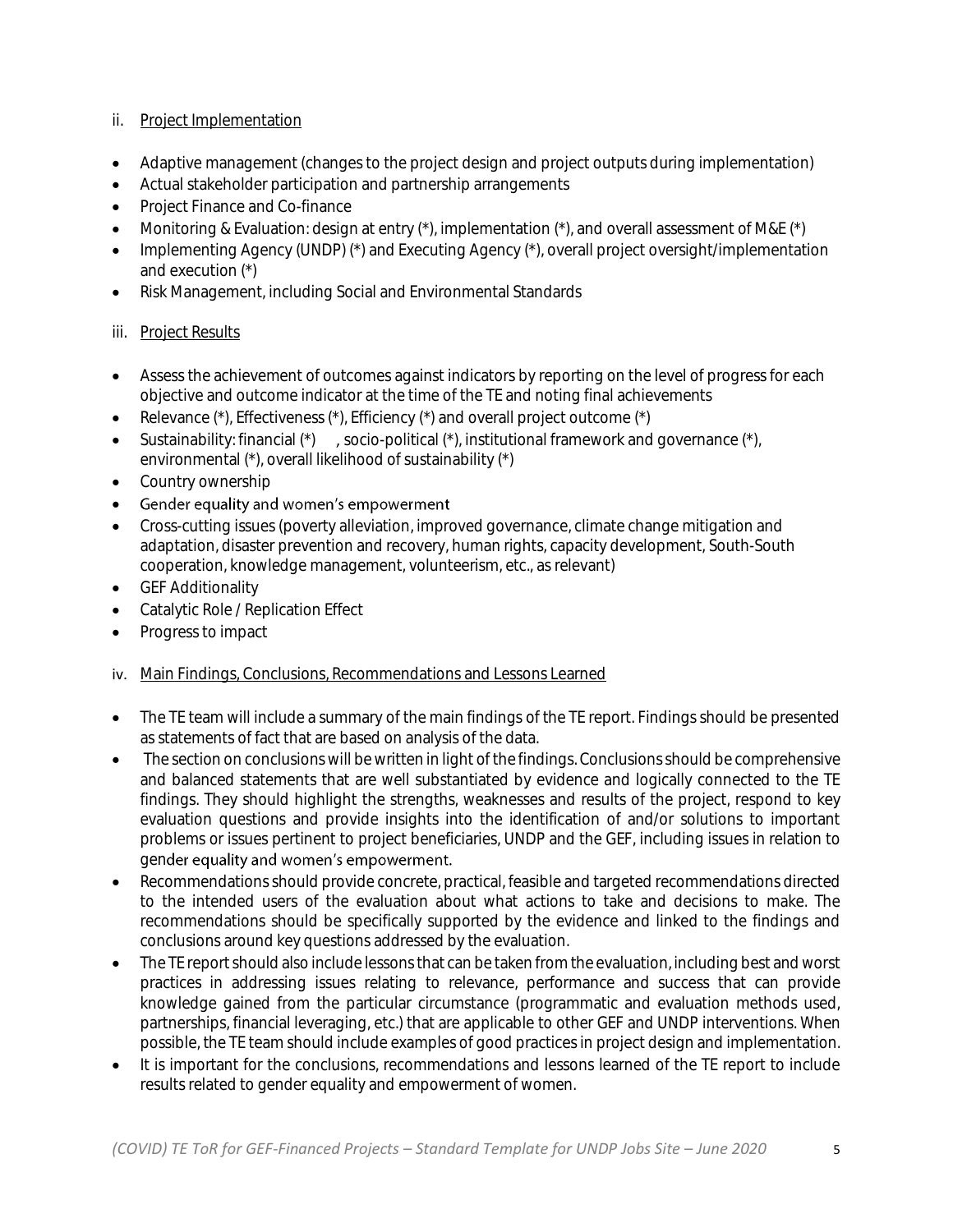ii. <u>Project Implementation</u>

- Adaptive management (changes to the project design and project outputs during implementation)
- Actual stakeholder participation and partnership arrangements
- Project Finance and Co-finance
- Monitoring & Evaluation: design at entry (*), implementation (*), and overall assessment of M&E (*)
- Implementing Agency (UNDP) (*) and Executing Agency (*), overall project oversight/implementation and execution (*)
- Risk Management, including Social and Environmental Standards

iii. <u>Project Results</u>

- Assess the achievement of outcomes against indicators by reporting on the level of progress for each objective and outcome indicator at the time of the TE and noting final achievements
- Relevance (*), Effectiveness (*), Efficiency (*) and overall project outcome (*)
- Sustainability: financial (*) , socio-political (*), institutional framework and governance (*), environmental (*), overall likelihood of sustainability (*)
- Country ownership
- Gender equality and women's empowerment
- Cross-cutting issues (poverty alleviation, improved governance, climate change mitigation and adaptation, disaster prevention and recovery, human rights, capacity development, South-South cooperation, knowledge management, volunteerism, etc., as relevant)
- GEF Additionality
- Catalytic Role / Replication Effect
- Progress to impact

iv. <u>Main Findings, Conclusions, Recommendations and Lessons Learned</u>

- The TE team will include a summary of the main findings of the TE report. Findings should be presented as statements of fact that are based on analysis of the data.
- The section on conclusions will be written in light of the findings. Conclusions should be comprehensive and balanced statements that are well substantiated by evidence and logically connected to the TE findings. They should highlight the strengths, weaknesses and results of the project, respond to key evaluation questions and provide insights into the identification of and/or solutions to important problems or issues pertinent to project beneficiaries, UNDP and the GEF, including issues in relation to gender equality and women's empowerment.
- Recommendations should provide concrete, practical, feasible and targeted recommendations directed to the intended users of the evaluation about what actions to take and decisions to make. The recommendations should be specifically supported by the evidence and linked to the findings and conclusions around key questions addressed by the evaluation.
- The TE report should also include lessons that can be taken from the evaluation, including best and worst practices in addressing issues relating to relevance, performance and success that can provide knowledge gained from the particular circumstance (programmatic and evaluation methods used, partnerships, financial leveraging, etc.) that are applicable to other GEF and UNDP interventions. When possible, the TE team should include examples of good practices in project design and implementation.
- It is important for the conclusions, recommendations and lessons learned of the TE report to include results related to gender equality and empowerment of women.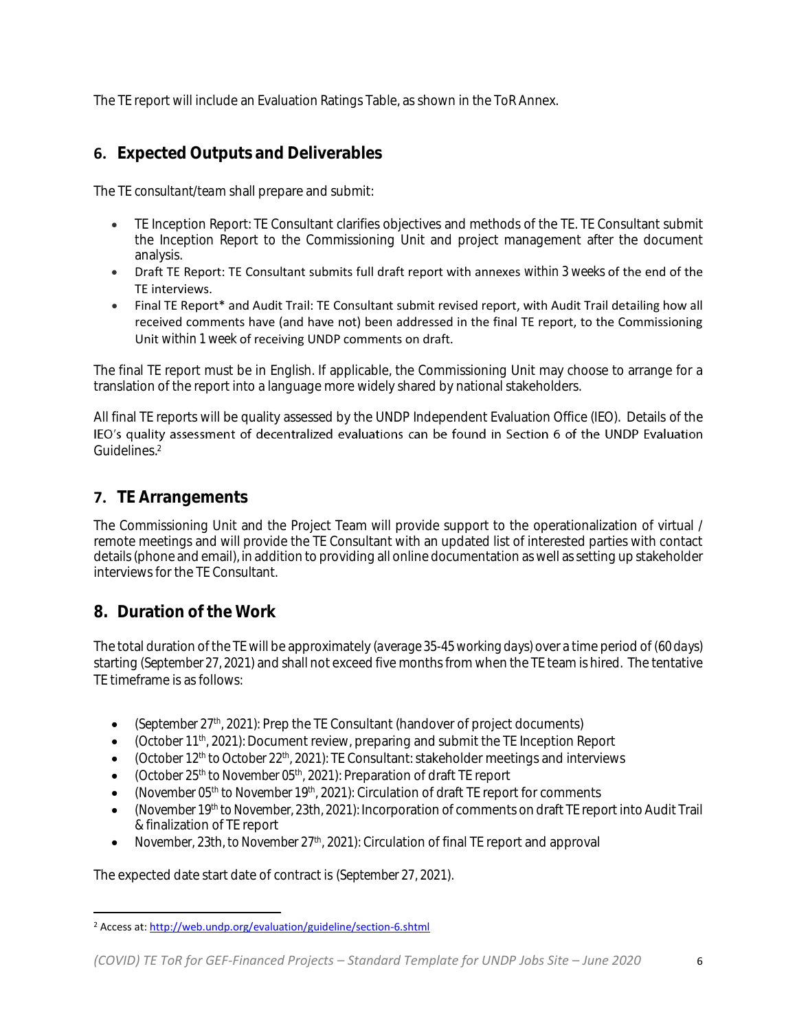The TE report will include an Evaluation Ratings Table, as shown in the ToR Annex.

## 6. Expected Outputs and Deliverables

The TE *consultant/team* shall prepare and submit:

- TE Inception Report: TE Consultant clarifies objectives and methods of the TE. TE Consultant submit the Inception Report to the Commissioning Unit and project management after the document analysis.
- Draft TE Report: TE Consultant submits full draft report with annexes within 3 weeks of the end of the TE interviews.
- Final TE Report* and Audit Trail: TE Consultant submit revised report, with Audit Trail detailing how all received comments have (and have not) been addressed in the final TE report, to the Commissioning Unit within 1 week of receiving UNDP comments on draft.

The final TE report must be in English. If applicable, the Commissioning Unit may choose to arrange for a translation of the report into a language more widely shared by national stakeholders.

All final TE reports will be quality assessed by the UNDP Independent Evaluation Office (IEO). Details of the IEO's quality assessment of decentralized evaluations can be found in Section 6 of the UNDP Evaluation Guidelines.[2]

## 7. TE Arrangements

The Commissioning Unit and the Project Team will provide support to the operationalization of virtual / remote meetings and will provide the TE Consultant with an updated list of interested parties with contact details (phone and email), in addition to providing all online documentation as well as setting up stakeholder interviews for the TE Consultant.

## 8. Duration of the Work

The total duration of the TE will be approximately *(average 35-45 working days)* over a time period of *(60 days)* starting *(September 27, 2021)* and shall not exceed five months from when the TE team is hired. The tentative TE timeframe is as follows:

- (September 27th, 2021): Prep the TE Consultant (handover of project documents)
- (October 11th, 2021): Document review, preparing and submit the TE Inception Report
- (October 12th to October 22th, 2021): TE Consultant: stakeholder meetings and interviews
- (October 25th to November 05th, 2021): Preparation of draft TE report
- (November 05th to November 19th, 2021): Circulation of draft TE report for comments
- (November 19th to November, 23th, 2021): Incorporation of comments on draft TE report into Audit Trail & finalization of TE report
- November, 23th, to November 27th, 2021): Circulation of final TE report and approval

The expected date start date of contract is *(September 27, 2021)*.

---

[2] Access at: http://web.undp.org/evaluation/guideline/section-6.shtml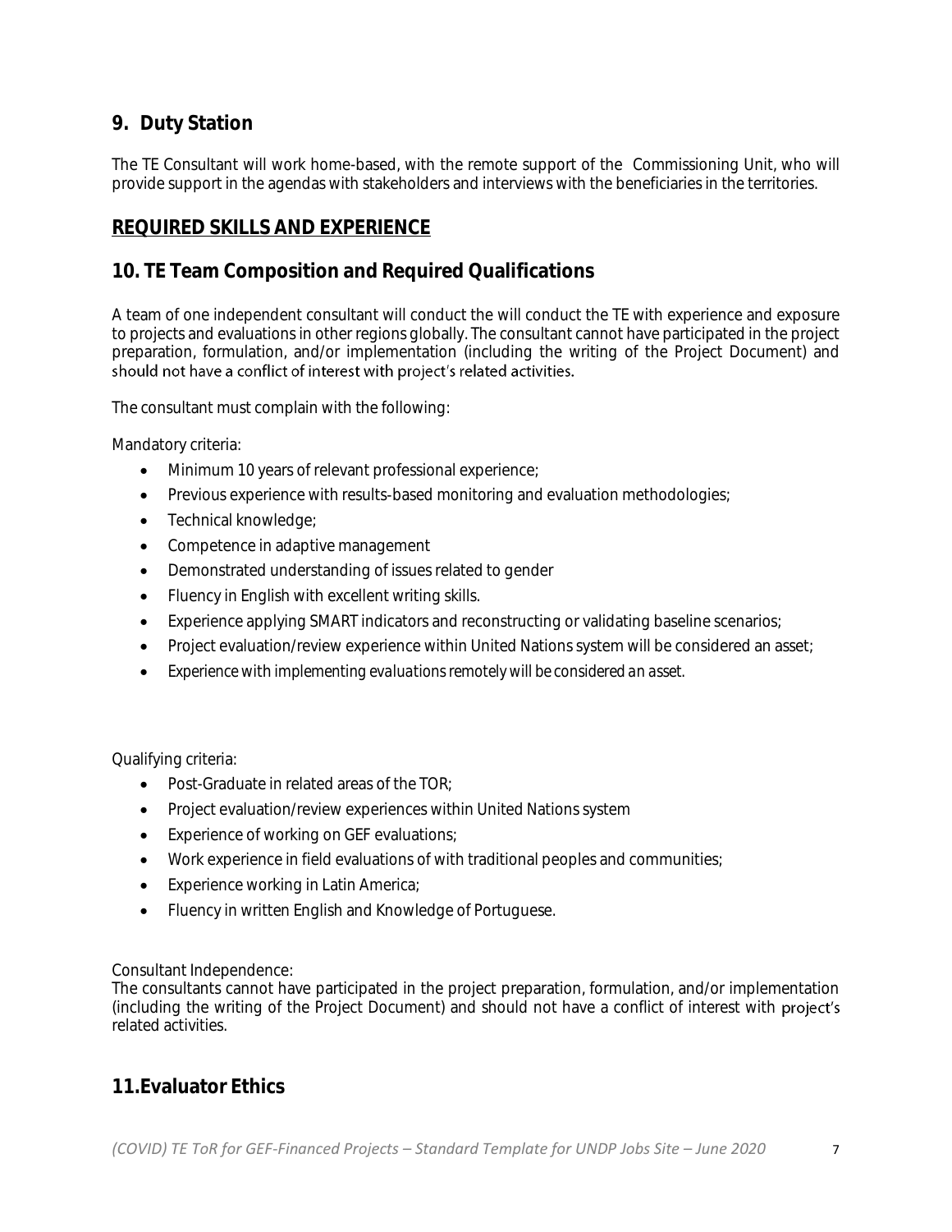## 9. Duty Station

The TE Consultant will work home-based, with the remote support of the Commissioning Unit, who will provide support in the agendas with stakeholders and interviews with the beneficiaries in the territories.

## REQUIRED SKILLS AND EXPERIENCE

## 10. TE Team Composition and Required Qualifications

A team of one independent consultant will conduct the will conduct the TE with experience and exposure to projects and evaluations in other regions globally. The consultant cannot have participated in the project preparation, formulation, and/or implementation (including the writing of the Project Document) and should not have a conflict of interest with project's related activities.

The consultant must complain with the following:

Mandatory criteria:

- Minimum 10 years of relevant professional experience;
- Previous experience with results-based monitoring and evaluation methodologies;
- Technical knowledge;
- Competence in adaptive management
- Demonstrated understanding of issues related to gender
- Fluency in English with excellent writing skills.
- Experience applying SMART indicators and reconstructing or validating baseline scenarios;
- Project evaluation/review experience within United Nations system will be considered an asset;
- Experience with implementing evaluations remotely will be considered an asset.

Qualifying criteria:

- Post-Graduate in related areas of the TOR;
- Project evaluation/review experiences within United Nations system
- Experience of working on GEF evaluations;
- Work experience in field evaluations of with traditional peoples and communities;
- Experience working in Latin America;
- Fluency in written English and Knowledge of Portuguese.

Consultant Independence:
The consultants cannot have participated in the project preparation, formulation, and/or implementation (including the writing of the Project Document) and should not have a conflict of interest with project's related activities.

## 11. Evaluator Ethics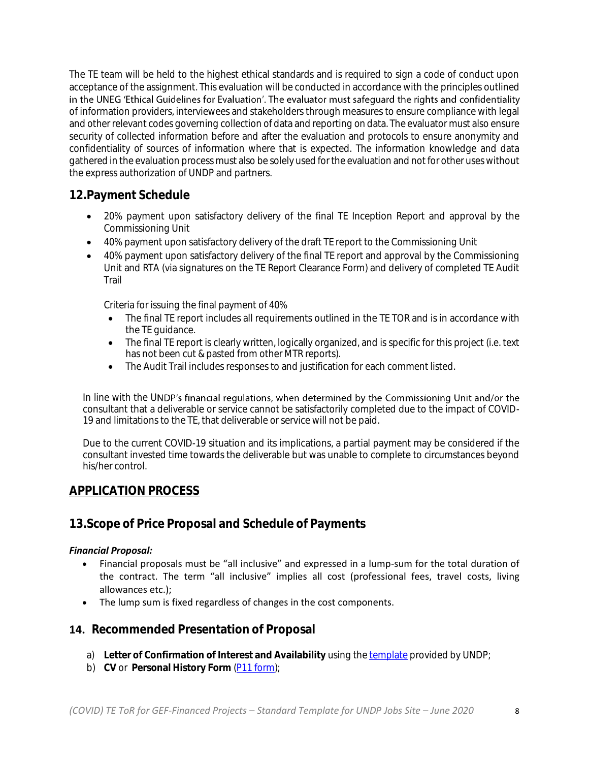The TE team will be held to the highest ethical standards and is required to sign a code of conduct upon acceptance of the assignment. This evaluation will be conducted in accordance with the principles outlined in the UNEG 'Ethical Guidelines for Evaluation'. The evaluator must safeguard the rights and confidentiality of information providers, interviewees and stakeholders through measures to ensure compliance with legal and other relevant codes governing collection of data and reporting on data. The evaluator must also ensure security of collected information before and after the evaluation and protocols to ensure anonymity and confidentiality of sources of information where that is expected. The information knowledge and data gathered in the evaluation process must also be solely used for the evaluation and not for other uses without the express authorization of UNDP and partners.

## 12.Payment Schedule

- 20% payment upon satisfactory delivery of the final TE Inception Report and approval by the Commissioning Unit
- 40% payment upon satisfactory delivery of the draft TE report to the Commissioning Unit
- 40% payment upon satisfactory delivery of the final TE report and approval by the Commissioning Unit and RTA (via signatures on the TE Report Clearance Form) and delivery of completed TE Audit Trail

  Criteria for issuing the final payment of 40%
  - The final TE report includes all requirements outlined in the TE TOR and is in accordance with the TE guidance.
  - The final TE report is clearly written, logically organized, and is specific for this project (i.e. text has not been cut & pasted from other MTR reports).
  - The Audit Trail includes responses to and justification for each comment listed.

In line with the UNDP's financial regulations, when determined by the Commissioning Unit and/or the consultant that a deliverable or service cannot be satisfactorily completed due to the impact of COVID-19 and limitations to the TE, that deliverable or service will not be paid.

Due to the current COVID-19 situation and its implications, a partial payment may be considered if the consultant invested time towards the deliverable but was unable to complete to circumstances beyond his/her control.

## APPLICATION PROCESS

## 13.Scope of Price Proposal and Schedule of Payments

***Financial Proposal:***

- Financial proposals must be "all inclusive" and expressed in a lump-sum for the total duration of the contract. The term "all inclusive" implies all cost (professional fees, travel costs, living allowances etc.);
- The lump sum is fixed regardless of changes in the cost components.

## 14. Recommended Presentation of Proposal

a) **Letter of Confirmation of Interest and Availability** using the template provided by UNDP;
b) **CV** or **Personal History Form** (P11 form);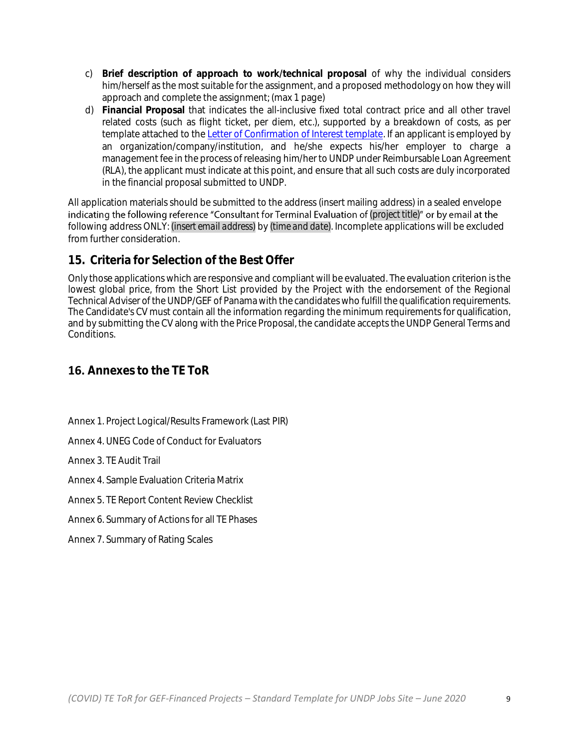c) **Brief description of approach to work/technical proposal** of why the individual considers him/herself as the most suitable for the assignment, and a proposed methodology on how they will approach and complete the assignment; (max 1 page)

d) **Financial Proposal** that indicates the all-inclusive fixed total contract price and all other travel related costs (such as flight ticket, per diem, etc.), supported by a breakdown of costs, as per template attached to the Letter of Confirmation of Interest template. If an applicant is employed by an organization/company/institution, and he/she expects his/her employer to charge a management fee in the process of releasing him/her to UNDP under Reimbursable Loan Agreement (RLA), the applicant must indicate at this point, and ensure that all such costs are duly incorporated in the financial proposal submitted to UNDP.

All application materials should be submitted to the address (insert mailing address) in a sealed envelope indicating the following reference "Consultant for Terminal Evaluation of (project title)" or by email at the following address ONLY: *(insert email address)* by *(time and date)*. Incomplete applications will be excluded from further consideration.

## 15. Criteria for Selection of the Best Offer

Only those applications which are responsive and compliant will be evaluated. The evaluation criterion is the lowest global price, from the Short List provided by the Project with the endorsement of the Regional Technical Adviser of the UNDP/GEF of Panama with the candidates who fulfill the qualification requirements. The Candidate's CV must contain all the information regarding the minimum requirements for qualification, and by submitting the CV along with the Price Proposal, the candidate accepts the UNDP General Terms and Conditions.

## 16. Annexes to the TE ToR

Annex 1. Project Logical/Results Framework (Last PIR)

Annex 4. UNEG Code of Conduct for Evaluators

Annex 3. TE Audit Trail

Annex 4. Sample Evaluation Criteria Matrix

Annex 5. TE Report Content Review Checklist

Annex 6. Summary of Actions for all TE Phases

Annex 7. Summary of Rating Scales